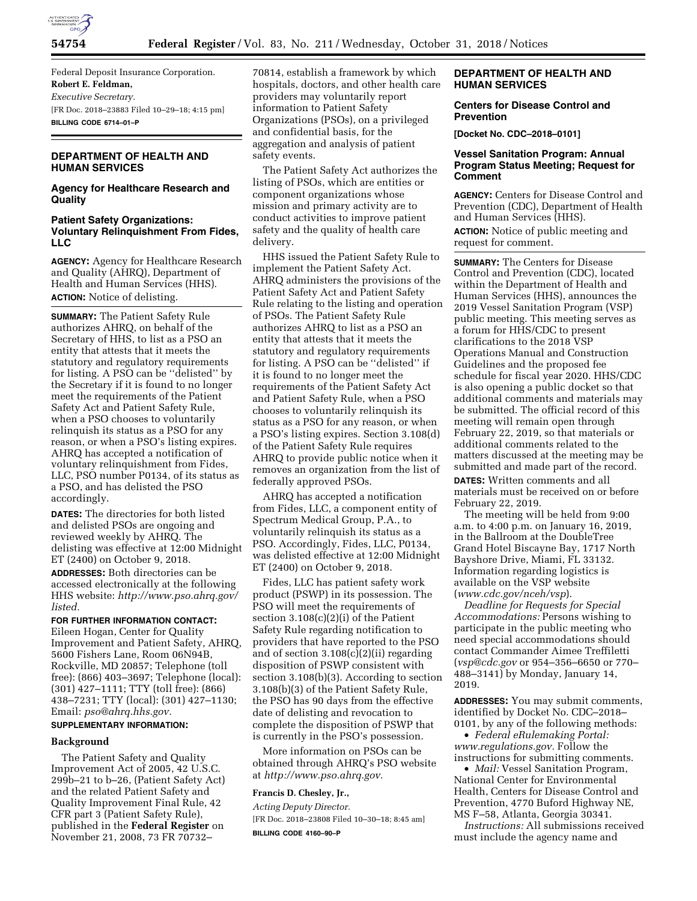Federal Deposit Insurance Corporation.

**Robert E. Feldman,**

*Executive Secretary.*

[FR Doc. 2018–23883 Filed 10–29–18; 4:15 pm]

**BILLING CODE 6714–01–P**

## DEPARTMENT OF HEALTH AND HUMAN SERVICES

### Agency for Healthcare Research and Quality

### Patient Safety Organizations: Voluntary Relinquishment From Fides, LLC

**AGENCY:** Agency for Healthcare Research and Quality (AHRQ), Department of Health and Human Services (HHS).

**ACTION:** Notice of delisting.

**SUMMARY:** The Patient Safety Rule authorizes AHRQ, on behalf of the Secretary of HHS, to list as a PSO an entity that attests that it meets the statutory and regulatory requirements for listing. A PSO can be ''delisted'' by the Secretary if it is found to no longer meet the requirements of the Patient Safety Act and Patient Safety Rule, when a PSO chooses to voluntarily relinquish its status as a PSO for any reason, or when a PSO's listing expires. AHRQ has accepted a notification of voluntary relinquishment from Fides, LLC, PSO number P0134, of its status as a PSO, and has delisted the PSO accordingly.

**DATES:** The directories for both listed and delisted PSOs are ongoing and reviewed weekly by AHRQ. The delisting was effective at 12:00 Midnight ET (2400) on October 9, 2018.

**ADDRESSES:** Both directories can be accessed electronically at the following HHS website: *http://www.pso.ahrq.gov/listed.*

**FOR FURTHER INFORMATION CONTACT:** Eileen Hogan, Center for Quality Improvement and Patient Safety, AHRQ, 5600 Fishers Lane, Room 06N94B, Rockville, MD 20857; Telephone (toll free): (866) 403–3697; Telephone (local): (301) 427–1111; TTY (toll free): (866) 438–7231; TTY (local): (301) 427–1130; Email: *pso@ahrq.hhs.gov.*

**SUPPLEMENTARY INFORMATION:**

#### Background

The Patient Safety and Quality Improvement Act of 2005, 42 U.S.C. 299b–21 to b–26, (Patient Safety Act) and the related Patient Safety and Quality Improvement Final Rule, 42 CFR part 3 (Patient Safety Rule), published in the **Federal Register** on November 21, 2008, 73 FR 70732–70814, establish a framework by which hospitals, doctors, and other health care providers may voluntarily report information to Patient Safety Organizations (PSOs), on a privileged and confidential basis, for the aggregation and analysis of patient safety events.

The Patient Safety Act authorizes the listing of PSOs, which are entities or component organizations whose mission and primary activity are to conduct activities to improve patient safety and the quality of health care delivery.

HHS issued the Patient Safety Rule to implement the Patient Safety Act. AHRQ administers the provisions of the Patient Safety Act and Patient Safety Rule relating to the listing and operation of PSOs. The Patient Safety Rule authorizes AHRQ to list as a PSO an entity that attests that it meets the statutory and regulatory requirements for listing. A PSO can be ''delisted'' if it is found to no longer meet the requirements of the Patient Safety Act and Patient Safety Rule, when a PSO chooses to voluntarily relinquish its status as a PSO for any reason, or when a PSO's listing expires. Section 3.108(d) of the Patient Safety Rule requires AHRQ to provide public notice when it removes an organization from the list of federally approved PSOs.

AHRQ has accepted a notification from Fides, LLC, a component entity of Spectrum Medical Group, P.A., to voluntarily relinquish its status as a PSO. Accordingly, Fides, LLC, P0134, was delisted effective at 12:00 Midnight ET (2400) on October 9, 2018.

Fides, LLC has patient safety work product (PSWP) in its possession. The PSO will meet the requirements of section 3.108(c)(2)(i) of the Patient Safety Rule regarding notification to providers that have reported to the PSO and of section 3.108(c)(2)(ii) regarding disposition of PSWP consistent with section 3.108(b)(3). According to section 3.108(b)(3) of the Patient Safety Rule, the PSO has 90 days from the effective date of delisting and revocation to complete the disposition of PSWP that is currently in the PSO's possession.

More information on PSOs can be obtained through AHRQ's PSO website at *http://www.pso.ahrq.gov.*

**Francis D. Chesley, Jr.,**

*Acting Deputy Director.*

[FR Doc. 2018–23808 Filed 10–30–18; 8:45 am]

**BILLING CODE 4160–90–P**

## DEPARTMENT OF HEALTH AND HUMAN SERVICES

### Centers for Disease Control and Prevention

**[Docket No. CDC–2018–0101]**

### Vessel Sanitation Program: Annual Program Status Meeting; Request for Comment

**AGENCY:** Centers for Disease Control and Prevention (CDC), Department of Health and Human Services (HHS).

**ACTION:** Notice of public meeting and request for comment.

**SUMMARY:** The Centers for Disease Control and Prevention (CDC), located within the Department of Health and Human Services (HHS), announces the 2019 Vessel Sanitation Program (VSP) public meeting. This meeting serves as a forum for HHS/CDC to present clarifications to the 2018 VSP Operations Manual and Construction Guidelines and the proposed fee schedule for fiscal year 2020. HHS/CDC is also opening a public docket so that additional comments and materials may be submitted. The official record of this meeting will remain open through February 22, 2019, so that materials or additional comments related to the matters discussed at the meeting may be submitted and made part of the record.

**DATES:** Written comments and all materials must be received on or before February 22, 2019.

The meeting will be held from 9:00 a.m. to 4:00 p.m. on January 16, 2019, in the Ballroom at the DoubleTree Grand Hotel Biscayne Bay, 1717 North Bayshore Drive, Miami, FL 33132. Information regarding logistics is available on the VSP website (*www.cdc.gov/nceh/vsp*).

*Deadline for Requests for Special Accommodations:* Persons wishing to participate in the public meeting who need special accommodations should contact Commander Aimee Treffiletti (*vsp@cdc.gov* or 954–356–6650 or 770–488–3141) by Monday, January 14, 2019.

**ADDRESSES:** You may submit comments, identified by Docket No. CDC–2018–0101, by any of the following methods:

- *Federal eRulemaking Portal: www.regulations.gov.* Follow the instructions for submitting comments.
- *Mail:* Vessel Sanitation Program, National Center for Environmental Health, Centers for Disease Control and Prevention, 4770 Buford Highway NE, MS F–58, Atlanta, Georgia 30341.

*Instructions:* All submissions received must include the agency name and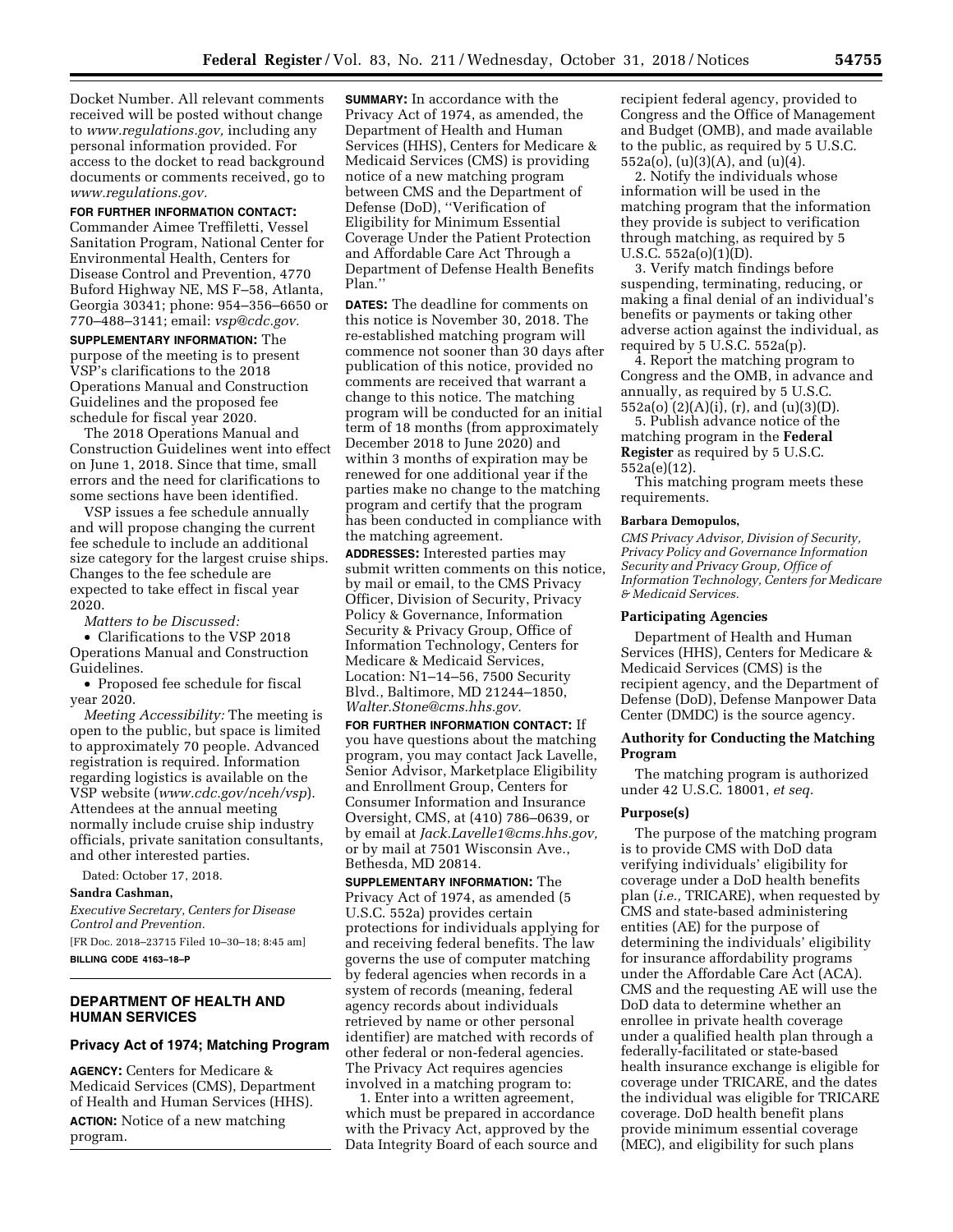Docket Number. All relevant comments received will be posted without change to *www.regulations.gov,* including any personal information provided. For access to the docket to read background documents or comments received, go to *www.regulations.gov.*

**FOR FURTHER INFORMATION CONTACT:** Commander Aimee Treffiletti, Vessel Sanitation Program, National Center for Environmental Health, Centers for Disease Control and Prevention, 4770 Buford Highway NE, MS F–58, Atlanta, Georgia 30341; phone: 954–356–6650 or 770–488–3141; email: *vsp@cdc.gov.*

**SUPPLEMENTARY INFORMATION:** The purpose of the meeting is to present VSP's clarifications to the 2018 Operations Manual and Construction Guidelines and the proposed fee schedule for fiscal year 2020.

The 2018 Operations Manual and Construction Guidelines went into effect on June 1, 2018. Since that time, small errors and the need for clarifications to some sections have been identified.

VSP issues a fee schedule annually and will propose changing the current fee schedule to include an additional size category for the largest cruise ships. Changes to the fee schedule are expected to take effect in fiscal year 2020.

*Matters to be Discussed:*

- Clarifications to the VSP 2018 Operations Manual and Construction Guidelines.
- Proposed fee schedule for fiscal year 2020.

*Meeting Accessibility:* The meeting is open to the public, but space is limited to approximately 70 people. Advanced registration is required. Information regarding logistics is available on the VSP website (*www.cdc.gov/nceh/vsp*). Attendees at the annual meeting normally include cruise ship industry officials, private sanitation consultants, and other interested parties.

Dated: October 17, 2018.

**Sandra Cashman,**

*Executive Secretary, Centers for Disease Control and Prevention.*

[FR Doc. 2018–23715 Filed 10–30–18; 8:45 am]

**BILLING CODE 4163–18–P**

## DEPARTMENT OF HEALTH AND HUMAN SERVICES

### Privacy Act of 1974; Matching Program

**AGENCY:** Centers for Medicare & Medicaid Services (CMS), Department of Health and Human Services (HHS).

**ACTION:** Notice of a new matching program.

**SUMMARY:** In accordance with the Privacy Act of 1974, as amended, the Department of Health and Human Services (HHS), Centers for Medicare & Medicaid Services (CMS) is providing notice of a new matching program between CMS and the Department of Defense (DoD), ''Verification of Eligibility for Minimum Essential Coverage Under the Patient Protection and Affordable Care Act Through a Department of Defense Health Benefits Plan.''

**DATES:** The deadline for comments on this notice is November 30, 2018. The re-established matching program will commence not sooner than 30 days after publication of this notice, provided no comments are received that warrant a change to this notice. The matching program will be conducted for an initial term of 18 months (from approximately December 2018 to June 2020) and within 3 months of expiration may be renewed for one additional year if the parties make no change to the matching program and certify that the program has been conducted in compliance with the matching agreement.

**ADDRESSES:** Interested parties may submit written comments on this notice, by mail or email, to the CMS Privacy Officer, Division of Security, Privacy Policy & Governance, Information Security & Privacy Group, Office of Information Technology, Centers for Medicare & Medicaid Services, Location: N1–14–56, 7500 Security Blvd., Baltimore, MD 21244–1850, *Walter.Stone@cms.hhs.gov.*

**FOR FURTHER INFORMATION CONTACT:** If you have questions about the matching program, you may contact Jack Lavelle, Senior Advisor, Marketplace Eligibility and Enrollment Group, Centers for Consumer Information and Insurance Oversight, CMS, at (410) 786–0639, or by email at *Jack.Lavelle1@cms.hhs.gov,* or by mail at 7501 Wisconsin Ave., Bethesda, MD 20814.

**SUPPLEMENTARY INFORMATION:** The Privacy Act of 1974, as amended (5 U.S.C. 552a) provides certain protections for individuals applying for and receiving federal benefits. The law governs the use of computer matching by federal agencies when records in a system of records (meaning, federal agency records about individuals retrieved by name or other personal identifier) are matched with records of other federal or non-federal agencies. The Privacy Act requires agencies involved in a matching program to:

1. Enter into a written agreement, which must be prepared in accordance with the Privacy Act, approved by the Data Integrity Board of each source and recipient federal agency, provided to Congress and the Office of Management and Budget (OMB), and made available to the public, as required by 5 U.S.C. 552a(o), (u)(3)(A), and (u)(4).
2. Notify the individuals whose information will be used in the matching program that the information they provide is subject to verification through matching, as required by 5 U.S.C. 552a(o)(1)(D).
3. Verify match findings before suspending, terminating, reducing, or making a final denial of an individual's benefits or payments or taking other adverse action against the individual, as required by 5 U.S.C. 552a(p).
4. Report the matching program to Congress and the OMB, in advance and annually, as required by 5 U.S.C. 552a(o) (2)(A)(i), (r), and (u)(3)(D).
5. Publish advance notice of the matching program in the **Federal Register** as required by 5 U.S.C. 552a(e)(12).

This matching program meets these requirements.

**Barbara Demopulos,**

*CMS Privacy Advisor, Division of Security, Privacy Policy and Governance Information Security and Privacy Group, Office of Information Technology, Centers for Medicare & Medicaid Services.*

#### Participating Agencies

Department of Health and Human Services (HHS), Centers for Medicare & Medicaid Services (CMS) is the recipient agency, and the Department of Defense (DoD), Defense Manpower Data Center (DMDC) is the source agency.

#### Authority for Conducting the Matching Program

The matching program is authorized under 42 U.S.C. 18001, *et seq.*

#### Purpose(s)

The purpose of the matching program is to provide CMS with DoD data verifying individuals' eligibility for coverage under a DoD health benefits plan (*i.e.,* TRICARE), when requested by CMS and state-based administering entities (AE) for the purpose of determining the individuals' eligibility for insurance affordability programs under the Affordable Care Act (ACA). CMS and the requesting AE will use the DoD data to determine whether an enrollee in private health coverage under a qualified health plan through a federally-facilitated or state-based health insurance exchange is eligible for coverage under TRICARE, and the dates the individual was eligible for TRICARE coverage. DoD health benefit plans provide minimum essential coverage (MEC), and eligibility for such plans